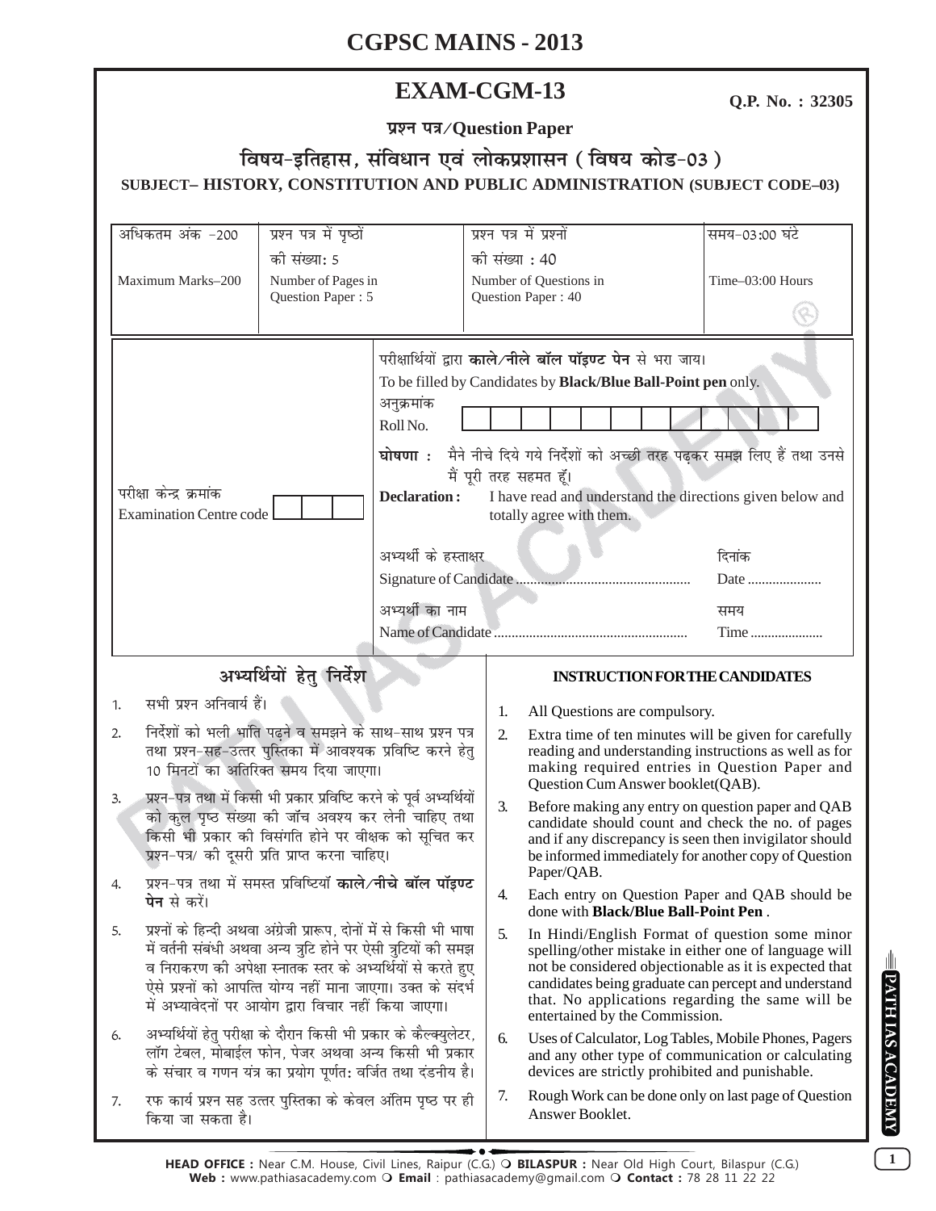# CGPSC MAINS - 2013

## EXAM-CGM-13

**Q.P. No. : 32305**

**प्रश्न पत्र/Question Paper**

### विषय-इतिहास, संविधान एवं लोकप्रशासन (विषय कोड-03)

### SUBJECT– HISTORY, CONSTITUTION AND PUBLIC ADMINISTRATION (SUBJECT CODE–03)

| अधिकतम अंक -200 | प्रश्न पत्र में पृष्ठों की संख्या: 5 | प्रश्न पत्र में प्रश्नों की संख्या : 40 | समय-03:00 घंटे |
|---|---|---|---|
| Maximum Marks–200 | Number of Pages in Question Paper : 5 | Number of Questions in Question Paper : 40 | Time–03:00 Hours |

परीक्षार्थियों द्वारा **काले/नीले बॉल पॉइण्ट पेन** से भरा जाय।

To be filled by Candidates by **Black/Blue Ball-Point pen** only.

अनुक्रमांक
Roll No.

परीक्षा केन्द्र क्रमांक
Examination Centre code

**घोषणा :** मैने नीचे दिये गये निर्देशों को अच्छी तरह पढ़कर समझ लिए हैं तथा उनसे मैं पूरी तरह सहमत हूँ।

**Declaration :** I have read and understand the directions given below and totally agree with them.

अभ्यर्थी के हस्ताक्षर
Signature of Candidate ................................................

दिनांक
Date .....................

अभ्यर्थी का नाम
Name of Candidate ......................................................

समय
Time .....................

### अभ्यर्थियों हेतु निर्देश

1. सभी प्रश्न अनिवार्य हैं।
2. निर्देशों को भली भांति पढ़ने व समझने के साथ-साथ प्रश्न पत्र तथा प्रश्न-सह-उत्तर पुस्तिका में आवश्यक प्रविष्टि करने हेतु 10 मिनटों का अतिरिक्त समय दिया जाएगा।
3. प्रश्न-पत्र तथा में किसी भी प्रकार प्रविष्टि करने के पूर्व अभ्यर्थियों को कुल पृष्ठ संख्या की जाँच अवश्य कर लेनी चाहिए तथा किसी भी प्रकार की विसंगति होने पर वीक्षक को सूचित कर प्रश्न-पत्र/ की दूसरी प्रति प्राप्त करना चाहिए।
4. प्रश्न-पत्र तथा में समस्त प्रविष्टियाँ **काले/नीचे बॉल पॉइण्ट पेन** से करें।
5. प्रश्नों के हिन्दी अथवा अंग्रेजी प्रारूप, दोनों में से किसी भी भाषा में वर्तनी संबंधी अथवा अन्य त्रुटि होने पर ऐसी त्रुटियों की समझ व निराकरण की अपेक्षा स्नातक स्तर के अभ्यर्थियों से करते हुए ऐसे प्रश्नों को आपत्ति योग्य नहीं माना जाएगा। उक्त के संदर्भ में अभ्यावेदनों पर आयोग द्वारा विचार नहीं किया जाएगा।
6. अभ्यर्थियों हेतु परीक्षा के दौरान किसी भी प्रकार के कैल्क्युलेटर, लॉग टेबल, मोबाईल फोन, पेजर अथवा अन्य किसी भी प्रकार के संचार व गणन यंत्र का प्रयोग पूर्णतः वर्जित तथा दंडनीय है।
7. रफ कार्य प्रश्न सह उत्तर पुस्तिका के केवल अंतिम पृष्ठ पर ही किया जा सकता है।

### INSTRUCTION FOR THE CANDIDATES

1. All Questions are compulsory.
2. Extra time of ten minutes will be given for carefully reading and understanding instructions as well as for making required entries in Question Paper and Question Cum Answer booklet(QAB).
3. Before making any entry on question paper and QAB candidate should count and check the no. of pages and if any discrepancy is seen then invigilator should be informed immediately for another copy of Question Paper/QAB.
4. Each entry on Question Paper and QAB should be done with **Black/Blue Ball-Point Pen**.
5. In Hindi/English Format of question some minor spelling/other mistake in either one of language will not be considered objectionable as it is expected that candidates being graduate can percept and understand that. No applications regarding the same will be entertained by the Commission.
6. Uses of Calculator, Log Tables, Mobile Phones, Pagers and any other type of communication or calculating devices are strictly prohibited and punishable.
7. Rough Work can be done only on last page of Question Answer Booklet.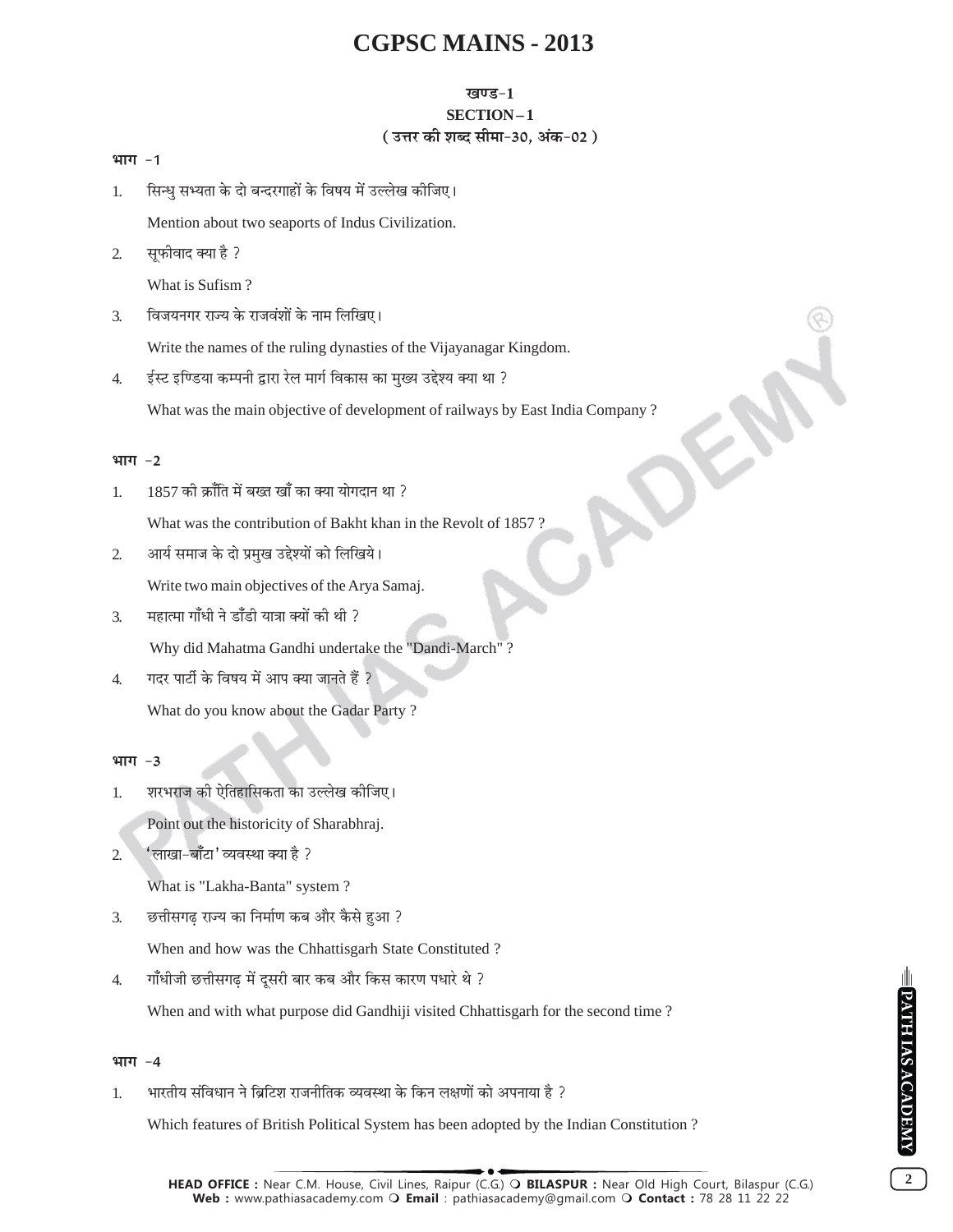# CGPSC MAINS - 2013

**खण्ड-1**

**SECTION – 1**

**( उत्तर की शब्द सीमा-30, अंक-02 )**

### भाग -1

1. सिन्धु सभ्यता के दो बन्दरगाहों के विषय में उल्लेख कीजिए।

   Mention about two seaports of Indus Civilization.

2. सूफीवाद क्या है ?

   What is Sufism ?

3. विजयनगर राज्य के राजवंशों के नाम लिखिए।

   Write the names of the ruling dynasties of the Vijayanagar Kingdom.

4. ईस्ट इण्डिया कम्पनी द्वारा रेल मार्ग विकास का मुख्य उद्देश्य क्या था ?

   What was the main objective of development of railways by East India Company ?

### भाग -2

1. 1857 की क्राँति में बख्त खाँ का क्या योगदान था ?

   What was the contribution of Bakht khan in the Revolt of 1857 ?

2. आर्य समाज के दो प्रमुख उद्देश्यों को लिखिये।

   Write two main objectives of the Arya Samaj.

3. महात्मा गाँधी ने डाँडी यात्रा क्यों की थी ?

   Why did Mahatma Gandhi undertake the "Dandi-March" ?

4. गदर पार्टी के विषय में आप क्या जानते हैं ?

   What do you know about the Gadar Party ?

### भाग -3

1. शरभराज की ऐतिहासिकता का उल्लेख कीजिए।

   Point out the historicity of Sharabhraj.

2. 'लाखा-बाँटा' व्यवस्था क्या है ?

   What is "Lakha-Banta" system ?

3. छत्तीसगढ़ राज्य का निर्माण कब और कैसे हुआ ?

   When and how was the Chhattisgarh State Constituted ?

4. गाँधीजी छत्तीसगढ़ में दूसरी बार कब और किस कारण पधारे थे ?

   When and with what purpose did Gandhiji visited Chhattisgarh for the second time ?

### भाग -4

1. भारतीय संविधान ने ब्रिटिश राजनीतिक व्यवस्था के किन लक्षणों को अपनाया है ?

   Which features of British Political System has been adopted by the Indian Constitution ?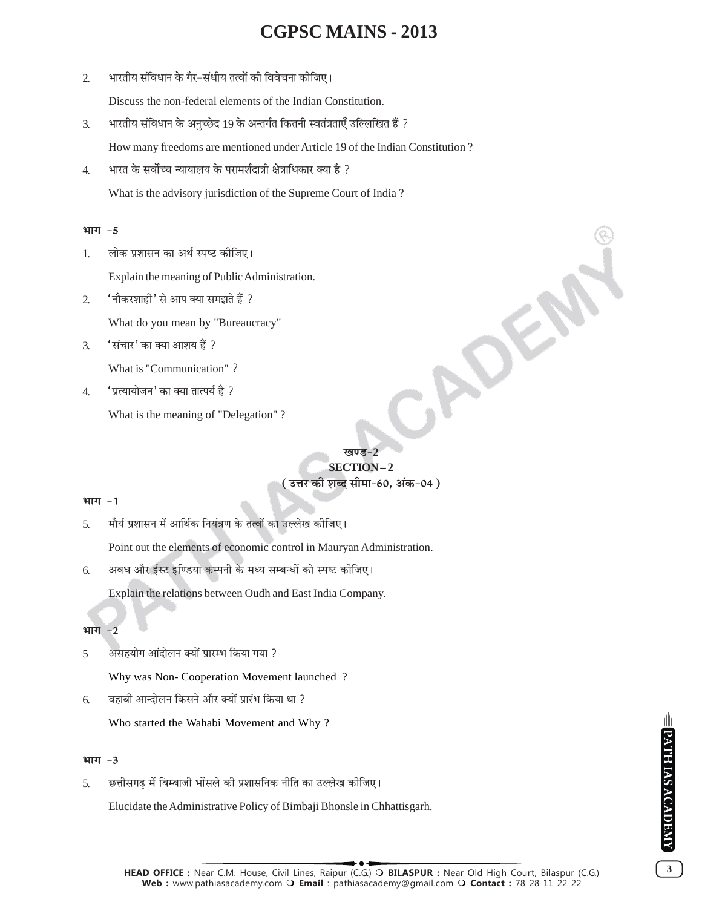2. भारतीय संविधान के गैर-संघीय तत्वों की विवेचना कीजिए।

   Discuss the non-federal elements of the Indian Constitution.

3. भारतीय संविधान के अनुच्छेद 19 के अन्तर्गत कितनी स्वतंत्रताएँ उल्लिखित हैं ?

   How many freedoms are mentioned under Article 19 of the Indian Constitution ?

4. भारत के सर्वोच्च न्यायालय के परामर्शदात्री क्षेत्राधिकार क्या है ?

   What is the advisory jurisdiction of the Supreme Court of India ?

**भाग -5**

1. लोक प्रशासन का अर्थ स्पष्ट कीजिए।

   Explain the meaning of Public Administration.

2. 'नौकरशाही' से आप क्या समझते हैं ?

   What do you mean by "Bureaucracy"

3. 'संचार' का क्या आशय हैं ?

   What is "Communication" ?

4. 'प्रत्यायोजन' का क्या तात्पर्य है ?

   What is the meaning of "Delegation" ?

## खण्ड-2
## SECTION – 2
**( उत्तर की शब्द सीमा-60, अंक-04 )**

**भाग -1**

5. मौर्य प्रशासन में आर्थिक नियंत्रण के तत्वों का उल्लेख कीजिए।

   Point out the elements of economic control in Mauryan Administration.

6. अवध और ईस्ट इण्डिया कम्पनी के मध्य सम्बन्धों को स्पष्ट कीजिए।

   Explain the relations between Oudh and East India Company.

**भाग -2**

5. असहयोग आंदोलन क्यों प्रारम्भ किया गया ?

   Why was Non- Cooperation Movement launched ?

6. वहाबी आन्दोलन किसने और क्यों प्रारंभ किया था ?

   Who started the Wahabi Movement and Why ?

**भाग -3**

5. छत्तीसगढ़ में बिम्बाजी भोंसले की प्रशासनिक नीति का उल्लेख कीजिए।

   Elucidate the Administrative Policy of Bimbaji Bhonsle in Chhattisgarh.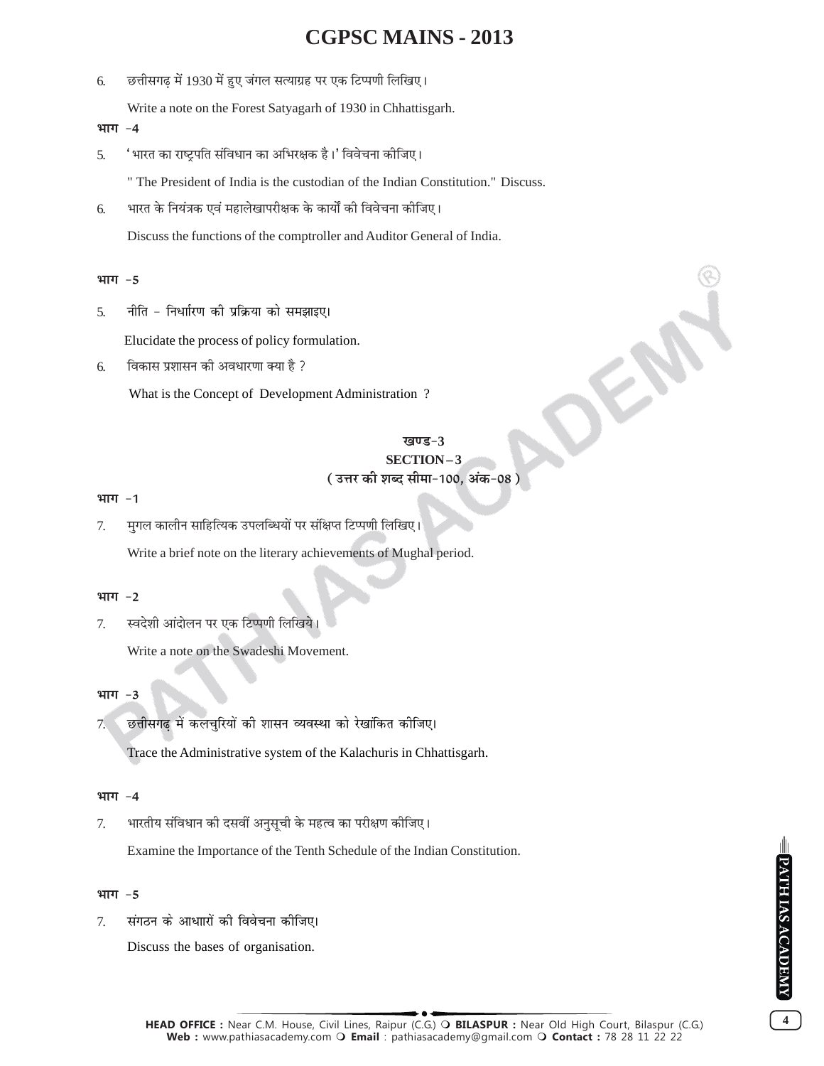6. छत्तीसगढ़ में 1930 में हुए जंगल सत्याग्रह पर एक टिप्पणी लिखिए।

   Write a note on the Forest Satyagarh of 1930 in Chhattisgarh.

**भाग -4**

5. 'भारत का राष्ट्रपति संविधान का अभिरक्षक है।' विवेचना कीजिए।

   " The President of India is the custodian of the Indian Constitution." Discuss.

6. भारत के नियंत्रक एवं महालेखापरीक्षक के कार्यों की विवेचना कीजिए।

   Discuss the functions of the comptroller and Auditor General of India.

**भाग -5**

5. नीति - निर्धारण की प्रक्रिया को समझाइए।

   Elucidate the process of policy formulation.

6. विकास प्रशासन की अवधारणा क्या है ?

   What is the Concept of Development Administration ?

## खण्ड-3
## SECTION – 3
### ( उत्तर की शब्द सीमा-100, अंक-08 )

**भाग -1**

7. मुगल कालीन साहित्यिक उपलब्धियों पर संक्षिप्त टिप्पणी लिखिए।

   Write a brief note on the literary achievements of Mughal period.

**भाग -2**

7. स्वदेशी आंदोलन पर एक टिप्पणी लिखिये।

   Write a note on the Swadeshi Movement.

**भाग -3**

7. छत्तीसगढ़ में कलचुरियों की शासन व्यवस्था को रेखांकित कीजिए।

   Trace the Administrative system of the Kalachuris in Chhattisgarh.

**भाग -4**

7. भारतीय संविधान की दसवीं अनुसूची के महत्व का परीक्षण कीजिए।

   Examine the Importance of the Tenth Schedule of the Indian Constitution.

**भाग -5**

7. संगठन के आधारों की विवेचना कीजिए।

   Discuss the bases of organisation.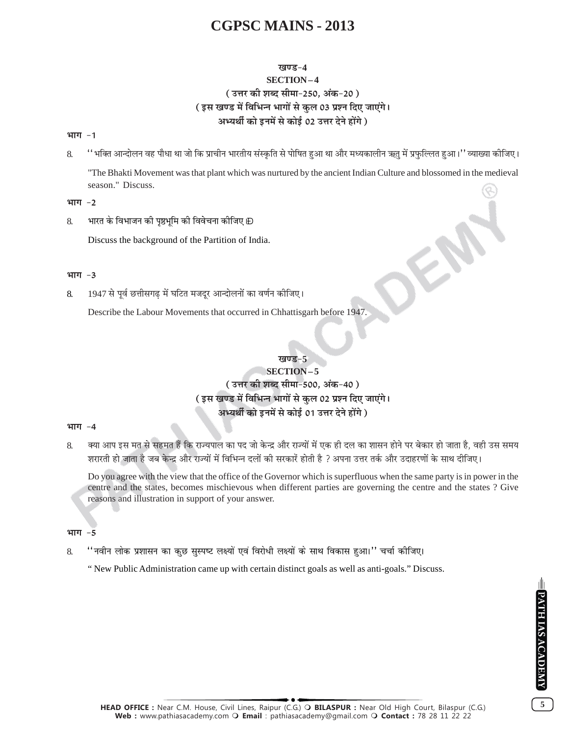## खण्ड-4
## SECTION – 4
**( उत्तर की शब्द सीमा-250, अंक-20 )**
**( इस खण्ड में विभिन्न भागों से कुल 03 प्रश्न दिए जाएंगे। अभ्यर्थी को इनमें से कोई 02 उत्तर देने होंगे )**

**भाग -1**

8. ''भक्ति आन्दोलन वह पौधा था जो कि प्राचीन भारतीय संस्कृति से पोषित हुआ था और मध्यकालीन ऋतु में प्रफुल्लित हुआ।'' व्याख्या कीजिए।

   "The Bhakti Movement was that plant which was nurtured by the ancient Indian Culture and blossomed in the medieval season." Discuss.

**भाग -2**

8. भारत के विभाजन की पृष्ठभूमि की विवेचना कीजिए।

   Discuss the background of the Partition of India.

**भाग -3**

8. 1947 से पूर्व छत्तीसगढ़ में घटित मजदूर आन्दोलनों का वर्णन कीजिए।

   Describe the Labour Movements that occurred in Chhattisgarh before 1947.

## खण्ड-5
## SECTION – 5
**( उत्तर की शब्द सीमा-500, अंक-40 )**
**( इस खण्ड में विभिन्न भागों से कुल 02 प्रश्न दिए जाएंगे। अभ्यर्थी को इनमें से कोई 01 उत्तर देने होंगे )**

**भाग -4**

8. क्या आप इस मत से सहमत हैं कि राज्यपाल का पद जो केन्द्र और राज्यों में एक ही दल का शासन होने पर बेकार हो जाता है, वही उस समय शरारती हो जाता है जब केन्द्र और राज्यों में विभिन्न दलों की सरकारें होती है ? अपना उत्तर तर्क और उदाहरणों के साथ दीजिए।

   Do you agree with the view that the office of the Governor which is superfluous when the same party is in power in the centre and the states, becomes mischievous when different parties are governing the centre and the states ? Give reasons and illustration in support of your answer.

**भाग -5**

8. ''नवीन लोक प्रशासन का कुछ सुस्पष्ट लक्ष्यों एवं विरोधी लक्ष्यों के साथ विकास हुआ।'' चर्चा कीजिए।

   " New Public Administration came up with certain distinct goals as well as anti-goals." Discuss.